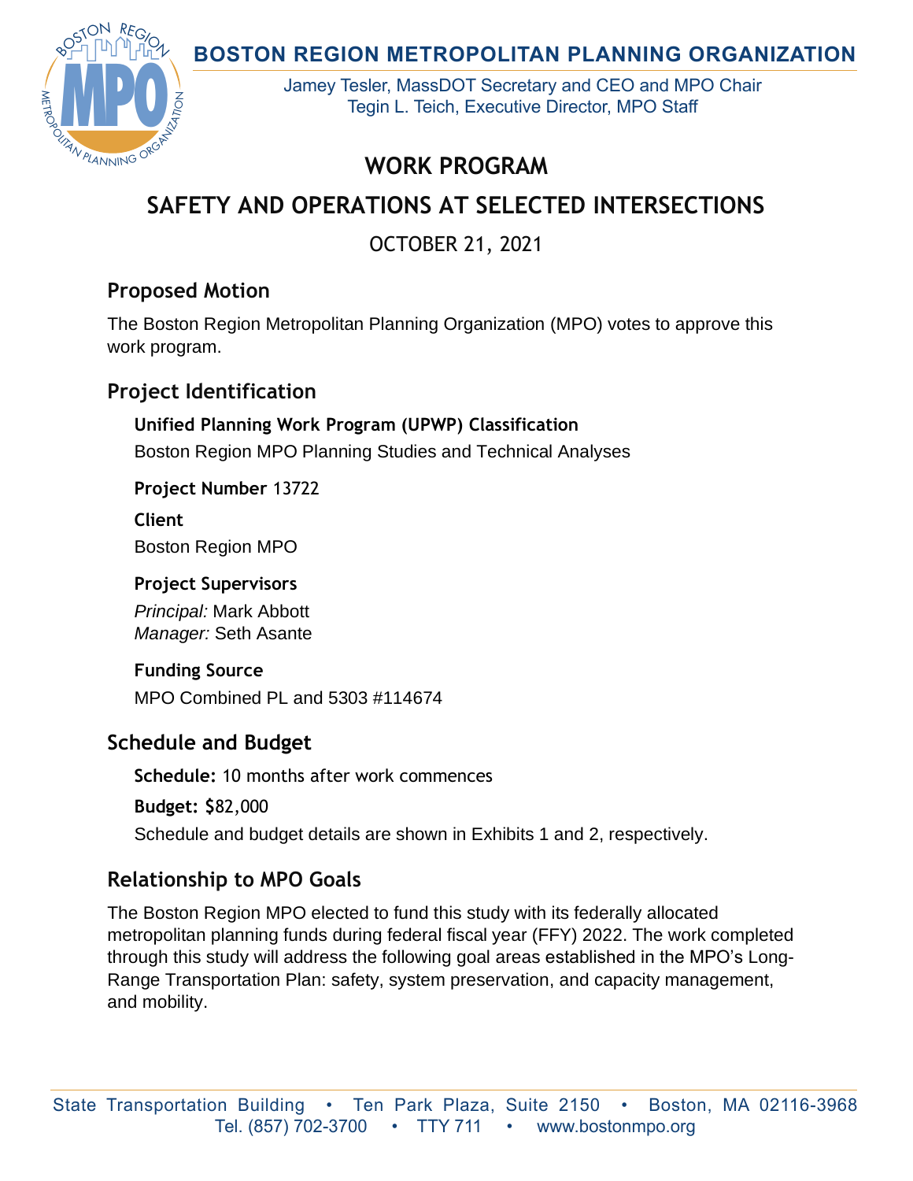**BOSTON REGION METROPOLITAN PLANNING ORGANIZATION**

Jamey Tesler, MassDOT Secretary and CEO and MPO Chair
Tegin L. Teich, Executive Director, MPO Staff

# WORK PROGRAM

# SAFETY AND OPERATIONS AT SELECTED INTERSECTIONS

OCTOBER 21, 2021

## Proposed Motion

The Boston Region Metropolitan Planning Organization (MPO) votes to approve this work program.

## Project Identification

**Unified Planning Work Program (UPWP) Classification**
Boston Region MPO Planning Studies and Technical Analyses

**Project Number** 13722

**Client**
Boston Region MPO

**Project Supervisors**
*Principal:* Mark Abbott
*Manager:* Seth Asante

**Funding Source**
MPO Combined PL and 5303 #114674

## Schedule and Budget

**Schedule:** 10 months after work commences

**Budget:** $82,000

Schedule and budget details are shown in Exhibits 1 and 2, respectively.

## Relationship to MPO Goals

The Boston Region MPO elected to fund this study with its federally allocated metropolitan planning funds during federal fiscal year (FFY) 2022. The work completed through this study will address the following goal areas established in the MPO's Long-Range Transportation Plan: safety, system preservation, and capacity management, and mobility.

State Transportation Building • Ten Park Plaza, Suite 2150 • Boston, MA 02116-3968
Tel. (857) 702-3700 • TTY 711 • www.bostonmpo.org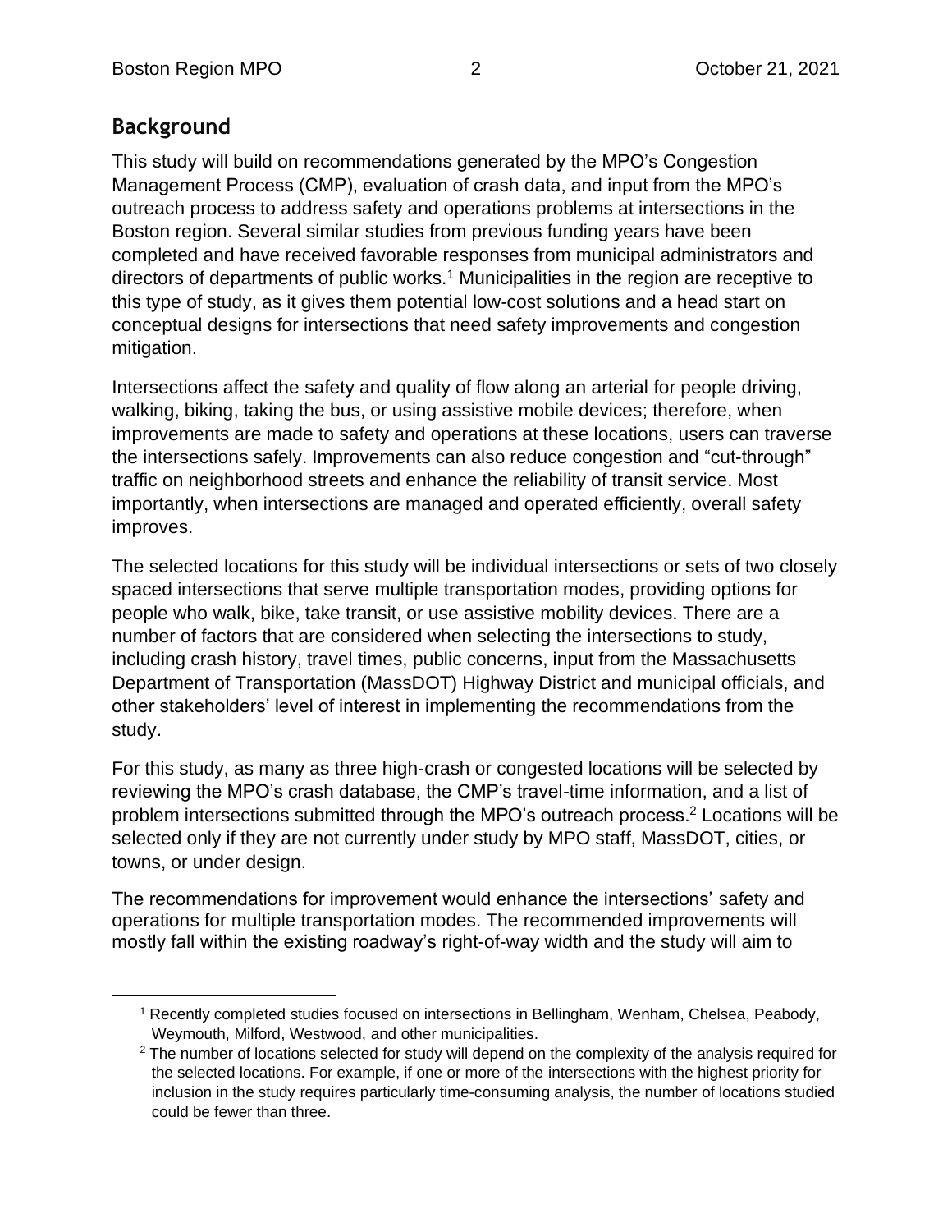## Background

This study will build on recommendations generated by the MPO's Congestion Management Process (CMP), evaluation of crash data, and input from the MPO's outreach process to address safety and operations problems at intersections in the Boston region. Several similar studies from previous funding years have been completed and have received favorable responses from municipal administrators and directors of departments of public works.[1] Municipalities in the region are receptive to this type of study, as it gives them potential low-cost solutions and a head start on conceptual designs for intersections that need safety improvements and congestion mitigation.

Intersections affect the safety and quality of flow along an arterial for people driving, walking, biking, taking the bus, or using assistive mobile devices; therefore, when improvements are made to safety and operations at these locations, users can traverse the intersections safely. Improvements can also reduce congestion and "cut-through" traffic on neighborhood streets and enhance the reliability of transit service. Most importantly, when intersections are managed and operated efficiently, overall safety improves.

The selected locations for this study will be individual intersections or sets of two closely spaced intersections that serve multiple transportation modes, providing options for people who walk, bike, take transit, or use assistive mobility devices. There are a number of factors that are considered when selecting the intersections to study, including crash history, travel times, public concerns, input from the Massachusetts Department of Transportation (MassDOT) Highway District and municipal officials, and other stakeholders' level of interest in implementing the recommendations from the study.

For this study, as many as three high-crash or congested locations will be selected by reviewing the MPO's crash database, the CMP's travel-time information, and a list of problem intersections submitted through the MPO's outreach process.[2] Locations will be selected only if they are not currently under study by MPO staff, MassDOT, cities, or towns, or under design.

The recommendations for improvement would enhance the intersections' safety and operations for multiple transportation modes. The recommended improvements will mostly fall within the existing roadway's right-of-way width and the study will aim to

---

[1] Recently completed studies focused on intersections in Bellingham, Wenham, Chelsea, Peabody, Weymouth, Milford, Westwood, and other municipalities.

[2] The number of locations selected for study will depend on the complexity of the analysis required for the selected locations. For example, if one or more of the intersections with the highest priority for inclusion in the study requires particularly time-consuming analysis, the number of locations studied could be fewer than three.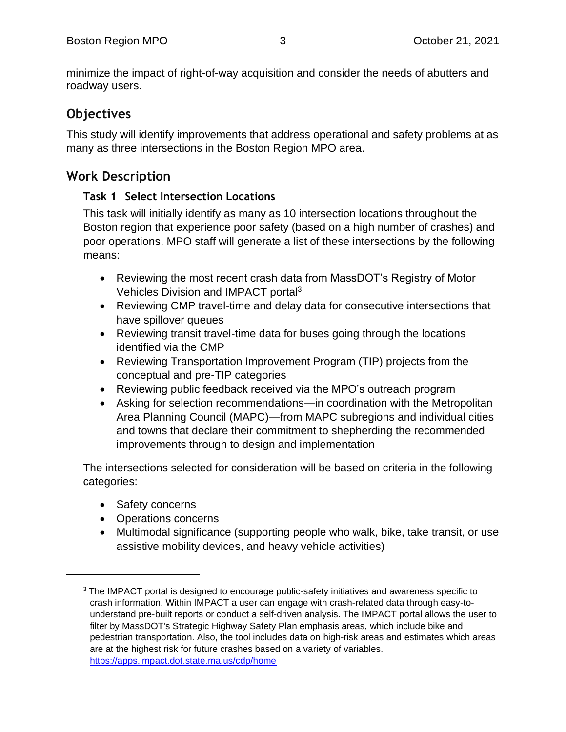minimize the impact of right-of-way acquisition and consider the needs of abutters and roadway users.

## Objectives

This study will identify improvements that address operational and safety problems at as many as three intersections in the Boston Region MPO area.

## Work Description

### Task 1 Select Intersection Locations

This task will initially identify as many as 10 intersection locations throughout the Boston region that experience poor safety (based on a high number of crashes) and poor operations. MPO staff will generate a list of these intersections by the following means:

- Reviewing the most recent crash data from MassDOT's Registry of Motor Vehicles Division and IMPACT portal[3]
- Reviewing CMP travel-time and delay data for consecutive intersections that have spillover queues
- Reviewing transit travel-time data for buses going through the locations identified via the CMP
- Reviewing Transportation Improvement Program (TIP) projects from the conceptual and pre-TIP categories
- Reviewing public feedback received via the MPO's outreach program
- Asking for selection recommendations—in coordination with the Metropolitan Area Planning Council (MAPC)—from MAPC subregions and individual cities and towns that declare their commitment to shepherding the recommended improvements through to design and implementation

The intersections selected for consideration will be based on criteria in the following categories:

- Safety concerns
- Operations concerns
- Multimodal significance (supporting people who walk, bike, take transit, or use assistive mobility devices, and heavy vehicle activities)

---

[3] The IMPACT portal is designed to encourage public-safety initiatives and awareness specific to crash information. Within IMPACT a user can engage with crash-related data through easy-to-understand pre-built reports or conduct a self-driven analysis. The IMPACT portal allows the user to filter by MassDOT's Strategic Highway Safety Plan emphasis areas, which include bike and pedestrian transportation. Also, the tool includes data on high-risk areas and estimates which areas are at the highest risk for future crashes based on a variety of variables. https://apps.impact.dot.state.ma.us/cdp/home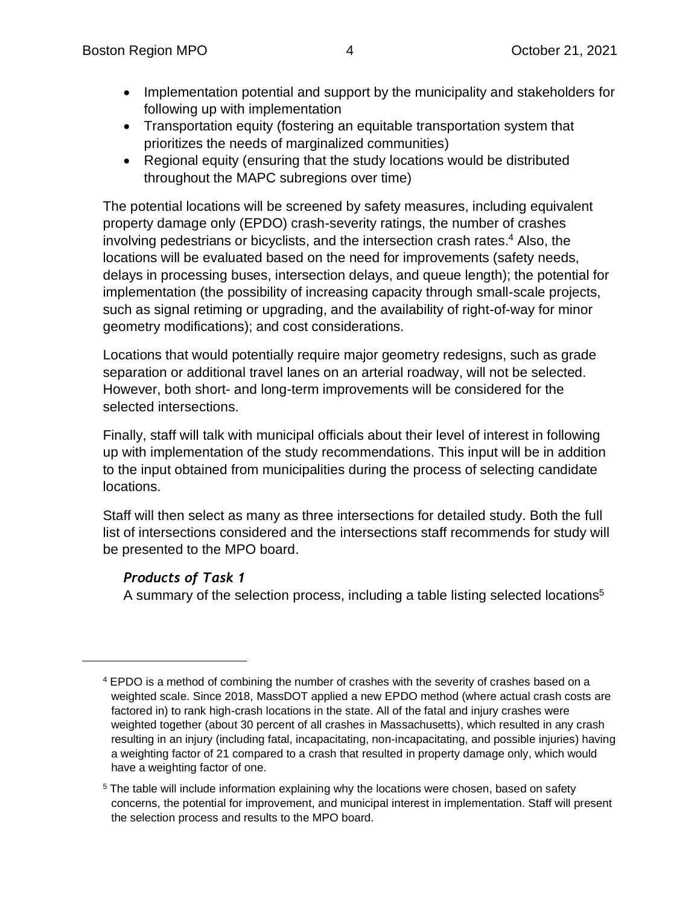- Implementation potential and support by the municipality and stakeholders for following up with implementation
- Transportation equity (fostering an equitable transportation system that prioritizes the needs of marginalized communities)
- Regional equity (ensuring that the study locations would be distributed throughout the MAPC subregions over time)

The potential locations will be screened by safety measures, including equivalent property damage only (EPDO) crash-severity ratings, the number of crashes involving pedestrians or bicyclists, and the intersection crash rates.[4] Also, the locations will be evaluated based on the need for improvements (safety needs, delays in processing buses, intersection delays, and queue length); the potential for implementation (the possibility of increasing capacity through small-scale projects, such as signal retiming or upgrading, and the availability of right-of-way for minor geometry modifications); and cost considerations.

Locations that would potentially require major geometry redesigns, such as grade separation or additional travel lanes on an arterial roadway, will not be selected. However, both short- and long-term improvements will be considered for the selected intersections.

Finally, staff will talk with municipal officials about their level of interest in following up with implementation of the study recommendations. This input will be in addition to the input obtained from municipalities during the process of selecting candidate locations.

Staff will then select as many as three intersections for detailed study. Both the full list of intersections considered and the intersections staff recommends for study will be presented to the MPO board.

### *Products of Task 1*

A summary of the selection process, including a table listing selected locations[5]

---

[4] EPDO is a method of combining the number of crashes with the severity of crashes based on a weighted scale. Since 2018, MassDOT applied a new EPDO method (where actual crash costs are factored in) to rank high-crash locations in the state. All of the fatal and injury crashes were weighted together (about 30 percent of all crashes in Massachusetts), which resulted in any crash resulting in an injury (including fatal, incapacitating, non-incapacitating, and possible injuries) having a weighting factor of 21 compared to a crash that resulted in property damage only, which would have a weighting factor of one.

[5] The table will include information explaining why the locations were chosen, based on safety concerns, the potential for improvement, and municipal interest in implementation. Staff will present the selection process and results to the MPO board.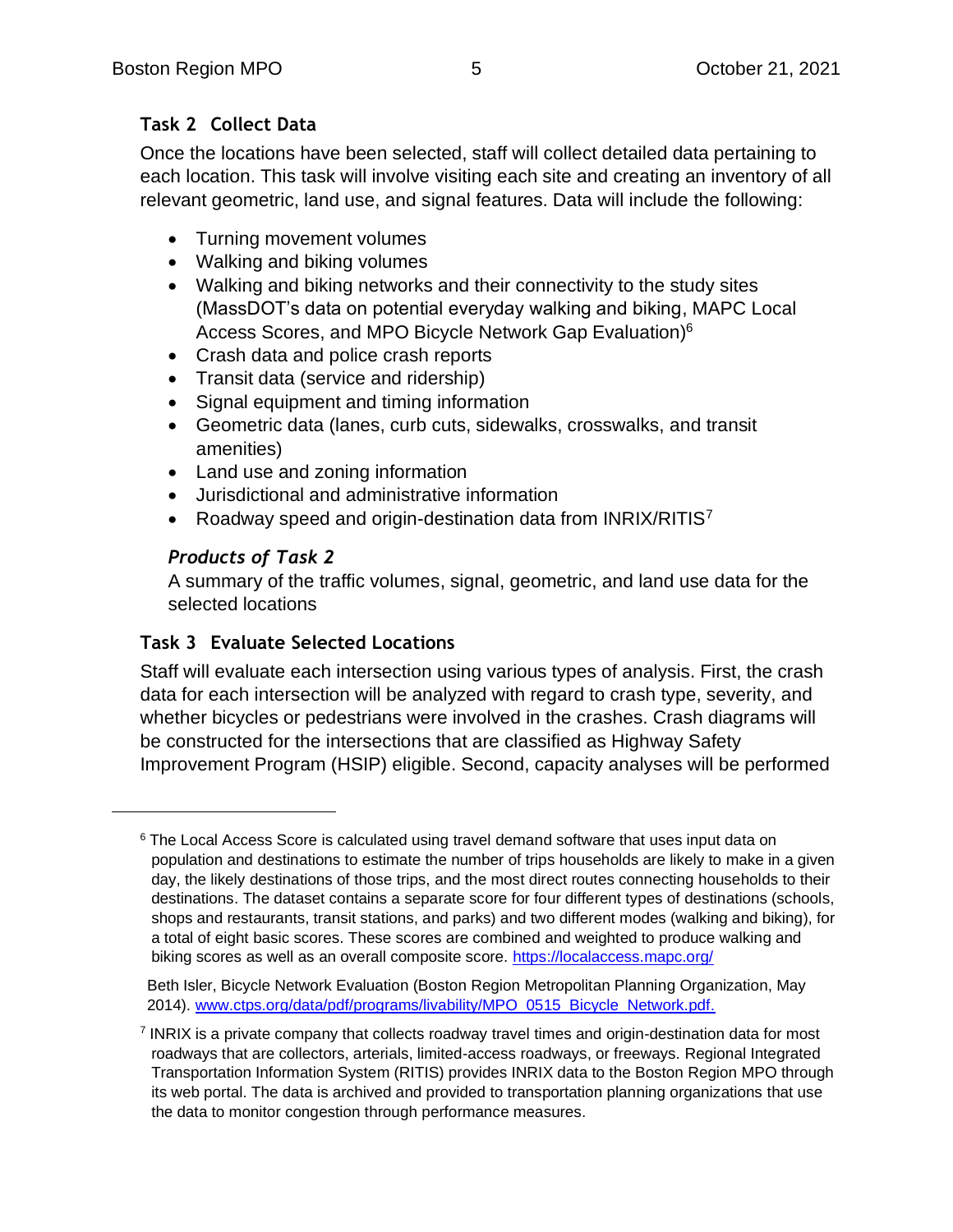## Task 2 Collect Data

Once the locations have been selected, staff will collect detailed data pertaining to each location. This task will involve visiting each site and creating an inventory of all relevant geometric, land use, and signal features. Data will include the following:

- Turning movement volumes
- Walking and biking volumes
- Walking and biking networks and their connectivity to the study sites (MassDOT's data on potential everyday walking and biking, MAPC Local Access Scores, and MPO Bicycle Network Gap Evaluation)[6]
- Crash data and police crash reports
- Transit data (service and ridership)
- Signal equipment and timing information
- Geometric data (lanes, curb cuts, sidewalks, crosswalks, and transit amenities)
- Land use and zoning information
- Jurisdictional and administrative information
- Roadway speed and origin-destination data from INRIX/RITIS[7]

### *Products of Task 2*

A summary of the traffic volumes, signal, geometric, and land use data for the selected locations

## Task 3 Evaluate Selected Locations

Staff will evaluate each intersection using various types of analysis. First, the crash data for each intersection will be analyzed with regard to crash type, severity, and whether bicycles or pedestrians were involved in the crashes. Crash diagrams will be constructed for the intersections that are classified as Highway Safety Improvement Program (HSIP) eligible. Second, capacity analyses will be performed

---

[6] The Local Access Score is calculated using travel demand software that uses input data on population and destinations to estimate the number of trips households are likely to make in a given day, the likely destinations of those trips, and the most direct routes connecting households to their destinations. The dataset contains a separate score for four different types of destinations (schools, shops and restaurants, transit stations, and parks) and two different modes (walking and biking), for a total of eight basic scores. These scores are combined and weighted to produce walking and biking scores as well as an overall composite score. https://localaccess.mapc.org/

Beth Isler, Bicycle Network Evaluation (Boston Region Metropolitan Planning Organization, May 2014). www.ctps.org/data/pdf/programs/livability/MPO_0515_Bicycle_Network.pdf.

[7] INRIX is a private company that collects roadway travel times and origin-destination data for most roadways that are collectors, arterials, limited-access roadways, or freeways. Regional Integrated Transportation Information System (RITIS) provides INRIX data to the Boston Region MPO through its web portal. The data is archived and provided to transportation planning organizations that use the data to monitor congestion through performance measures.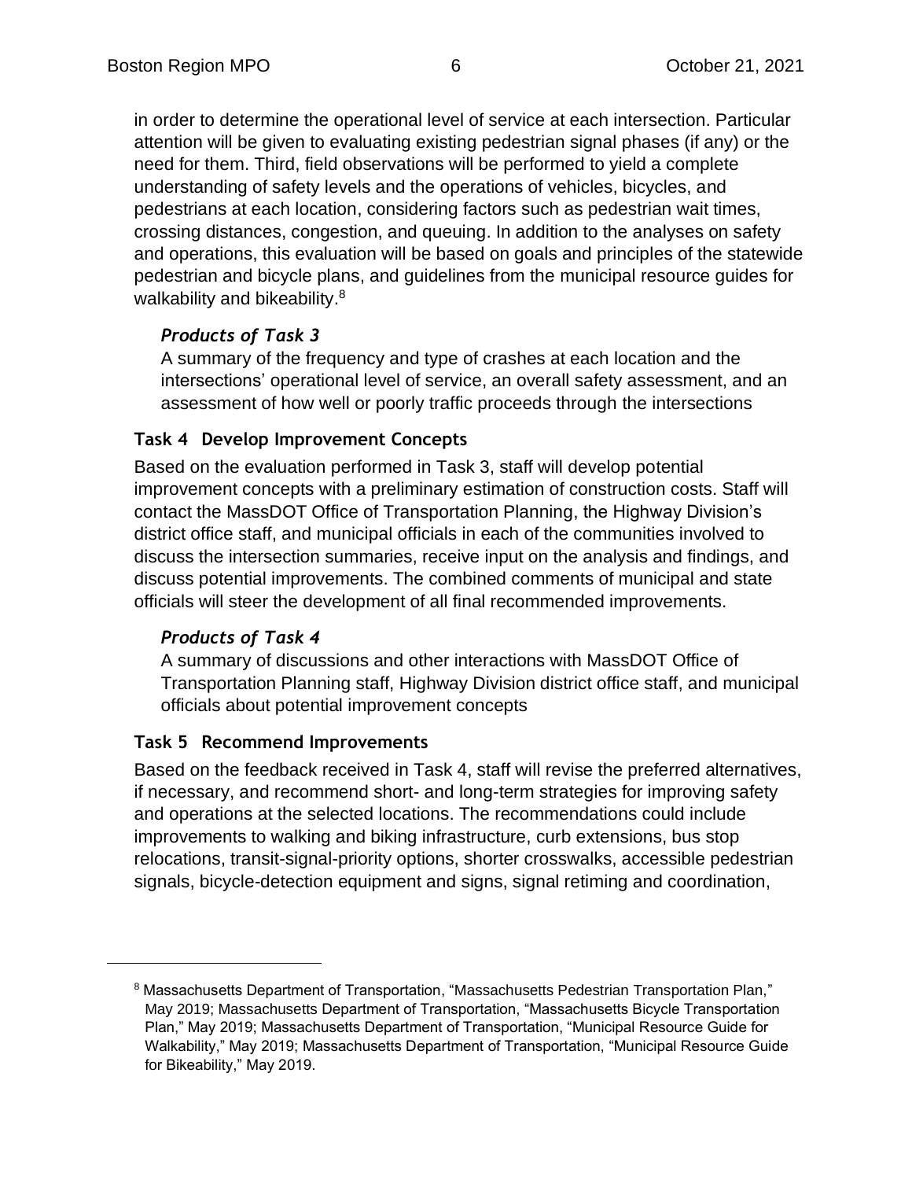in order to determine the operational level of service at each intersection. Particular attention will be given to evaluating existing pedestrian signal phases (if any) or the need for them. Third, field observations will be performed to yield a complete understanding of safety levels and the operations of vehicles, bicycles, and pedestrians at each location, considering factors such as pedestrian wait times, crossing distances, congestion, and queuing. In addition to the analyses on safety and operations, this evaluation will be based on goals and principles of the statewide pedestrian and bicycle plans, and guidelines from the municipal resource guides for walkability and bikeability.[8]

#### *Products of Task 3*

A summary of the frequency and type of crashes at each location and the intersections' operational level of service, an overall safety assessment, and an assessment of how well or poorly traffic proceeds through the intersections

### Task 4 Develop Improvement Concepts

Based on the evaluation performed in Task 3, staff will develop potential improvement concepts with a preliminary estimation of construction costs. Staff will contact the MassDOT Office of Transportation Planning, the Highway Division's district office staff, and municipal officials in each of the communities involved to discuss the intersection summaries, receive input on the analysis and findings, and discuss potential improvements. The combined comments of municipal and state officials will steer the development of all final recommended improvements.

#### *Products of Task 4*

A summary of discussions and other interactions with MassDOT Office of Transportation Planning staff, Highway Division district office staff, and municipal officials about potential improvement concepts

### Task 5 Recommend Improvements

Based on the feedback received in Task 4, staff will revise the preferred alternatives, if necessary, and recommend short- and long-term strategies for improving safety and operations at the selected locations. The recommendations could include improvements to walking and biking infrastructure, curb extensions, bus stop relocations, transit-signal-priority options, shorter crosswalks, accessible pedestrian signals, bicycle-detection equipment and signs, signal retiming and coordination,

---

[8] Massachusetts Department of Transportation, "Massachusetts Pedestrian Transportation Plan," May 2019; Massachusetts Department of Transportation, "Massachusetts Bicycle Transportation Plan," May 2019; Massachusetts Department of Transportation, "Municipal Resource Guide for Walkability," May 2019; Massachusetts Department of Transportation, "Municipal Resource Guide for Bikeability," May 2019.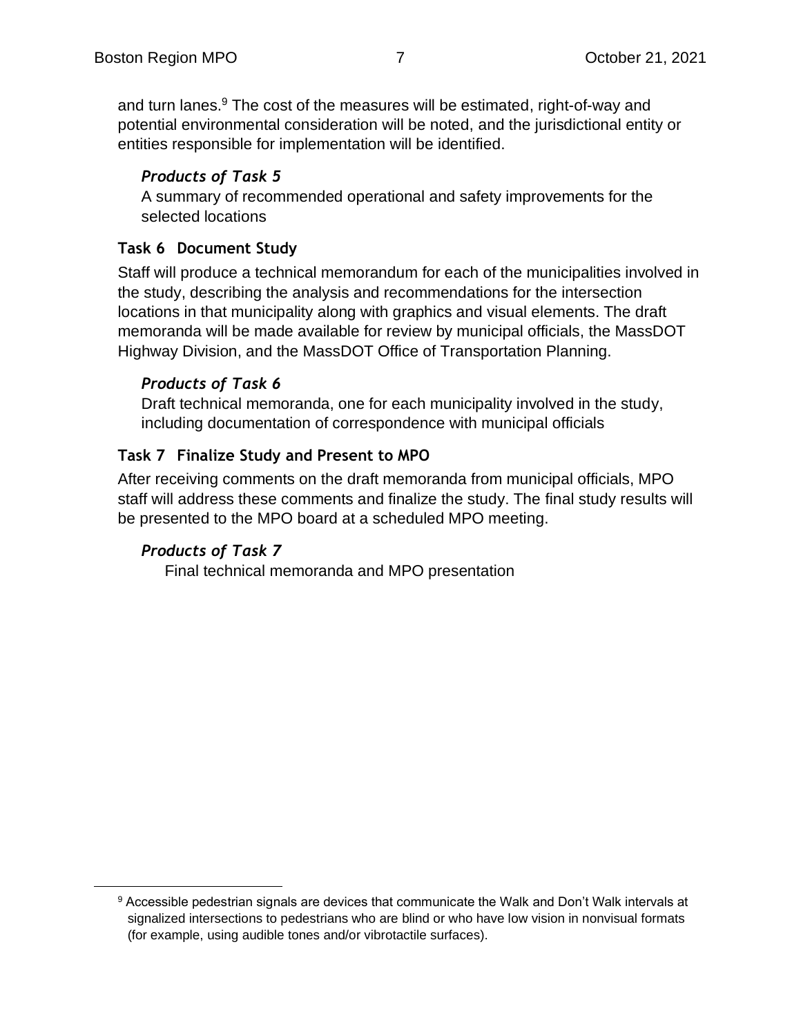and turn lanes.[9] The cost of the measures will be estimated, right-of-way and potential environmental consideration will be noted, and the jurisdictional entity or entities responsible for implementation will be identified.

#### *Products of Task 5*

A summary of recommended operational and safety improvements for the selected locations

### Task 6 Document Study

Staff will produce a technical memorandum for each of the municipalities involved in the study, describing the analysis and recommendations for the intersection locations in that municipality along with graphics and visual elements. The draft memoranda will be made available for review by municipal officials, the MassDOT Highway Division, and the MassDOT Office of Transportation Planning.

#### *Products of Task 6*

Draft technical memoranda, one for each municipality involved in the study, including documentation of correspondence with municipal officials

### Task 7 Finalize Study and Present to MPO

After receiving comments on the draft memoranda from municipal officials, MPO staff will address these comments and finalize the study. The final study results will be presented to the MPO board at a scheduled MPO meeting.

#### *Products of Task 7*

Final technical memoranda and MPO presentation

---

[9] Accessible pedestrian signals are devices that communicate the Walk and Don't Walk intervals at signalized intersections to pedestrians who are blind or who have low vision in nonvisual formats (for example, using audible tones and/or vibrotactile surfaces).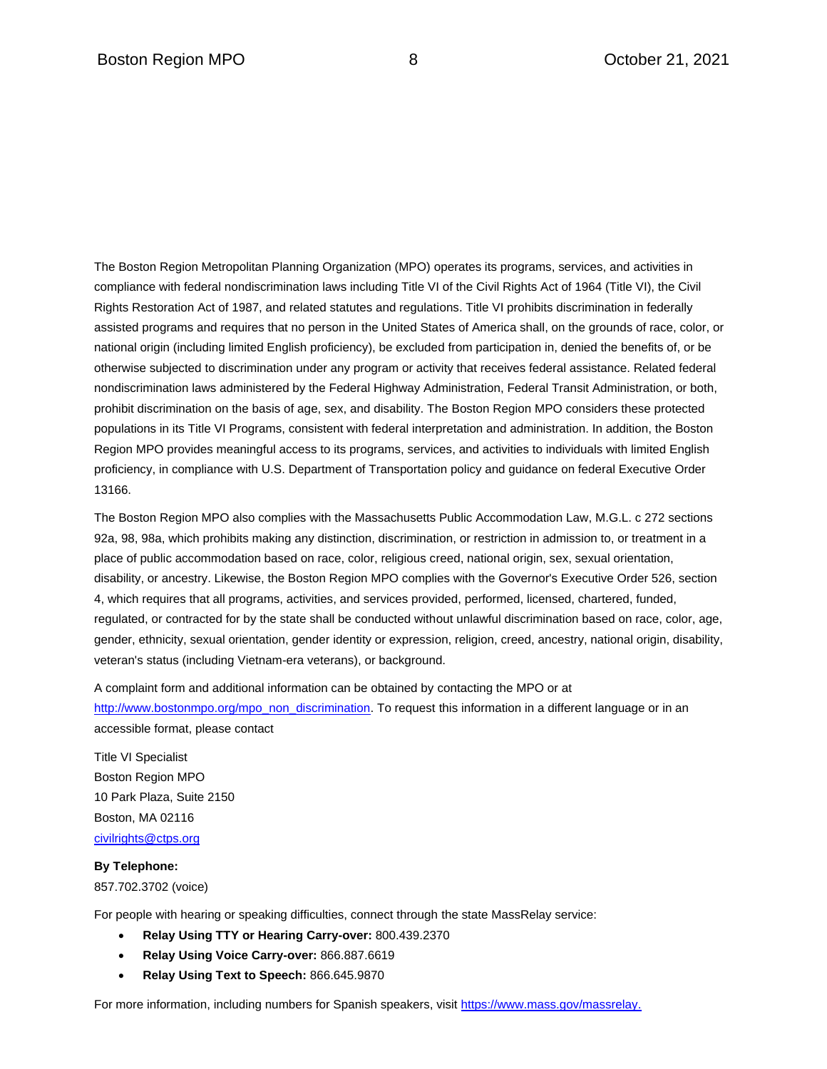The Boston Region Metropolitan Planning Organization (MPO) operates its programs, services, and activities in compliance with federal nondiscrimination laws including Title VI of the Civil Rights Act of 1964 (Title VI), the Civil Rights Restoration Act of 1987, and related statutes and regulations. Title VI prohibits discrimination in federally assisted programs and requires that no person in the United States of America shall, on the grounds of race, color, or national origin (including limited English proficiency), be excluded from participation in, denied the benefits of, or be otherwise subjected to discrimination under any program or activity that receives federal assistance. Related federal nondiscrimination laws administered by the Federal Highway Administration, Federal Transit Administration, or both, prohibit discrimination on the basis of age, sex, and disability. The Boston Region MPO considers these protected populations in its Title VI Programs, consistent with federal interpretation and administration. In addition, the Boston Region MPO provides meaningful access to its programs, services, and activities to individuals with limited English proficiency, in compliance with U.S. Department of Transportation policy and guidance on federal Executive Order 13166.

The Boston Region MPO also complies with the Massachusetts Public Accommodation Law, M.G.L. c 272 sections 92a, 98, 98a, which prohibits making any distinction, discrimination, or restriction in admission to, or treatment in a place of public accommodation based on race, color, religious creed, national origin, sex, sexual orientation, disability, or ancestry. Likewise, the Boston Region MPO complies with the Governor's Executive Order 526, section 4, which requires that all programs, activities, and services provided, performed, licensed, chartered, funded, regulated, or contracted for by the state shall be conducted without unlawful discrimination based on race, color, age, gender, ethnicity, sexual orientation, gender identity or expression, religion, creed, ancestry, national origin, disability, veteran's status (including Vietnam-era veterans), or background.

A complaint form and additional information can be obtained by contacting the MPO or at [http://www.bostonmpo.org/mpo_non_discrimination](http://www.bostonmpo.org/mpo_non_discrimination). To request this information in a different language or in an accessible format, please contact

Title VI Specialist
Boston Region MPO
10 Park Plaza, Suite 2150
Boston, MA 02116
[civilrights@ctps.org](mailto:civilrights@ctps.org)

**By Telephone:**
857.702.3702 (voice)

For people with hearing or speaking difficulties, connect through the state MassRelay service:

- **Relay Using TTY or Hearing Carry-over:** 800.439.2370
- **Relay Using Voice Carry-over:** 866.887.6619
- **Relay Using Text to Speech:** 866.645.9870

For more information, including numbers for Spanish speakers, visit [https://www.mass.gov/massrelay.](https://www.mass.gov/massrelay)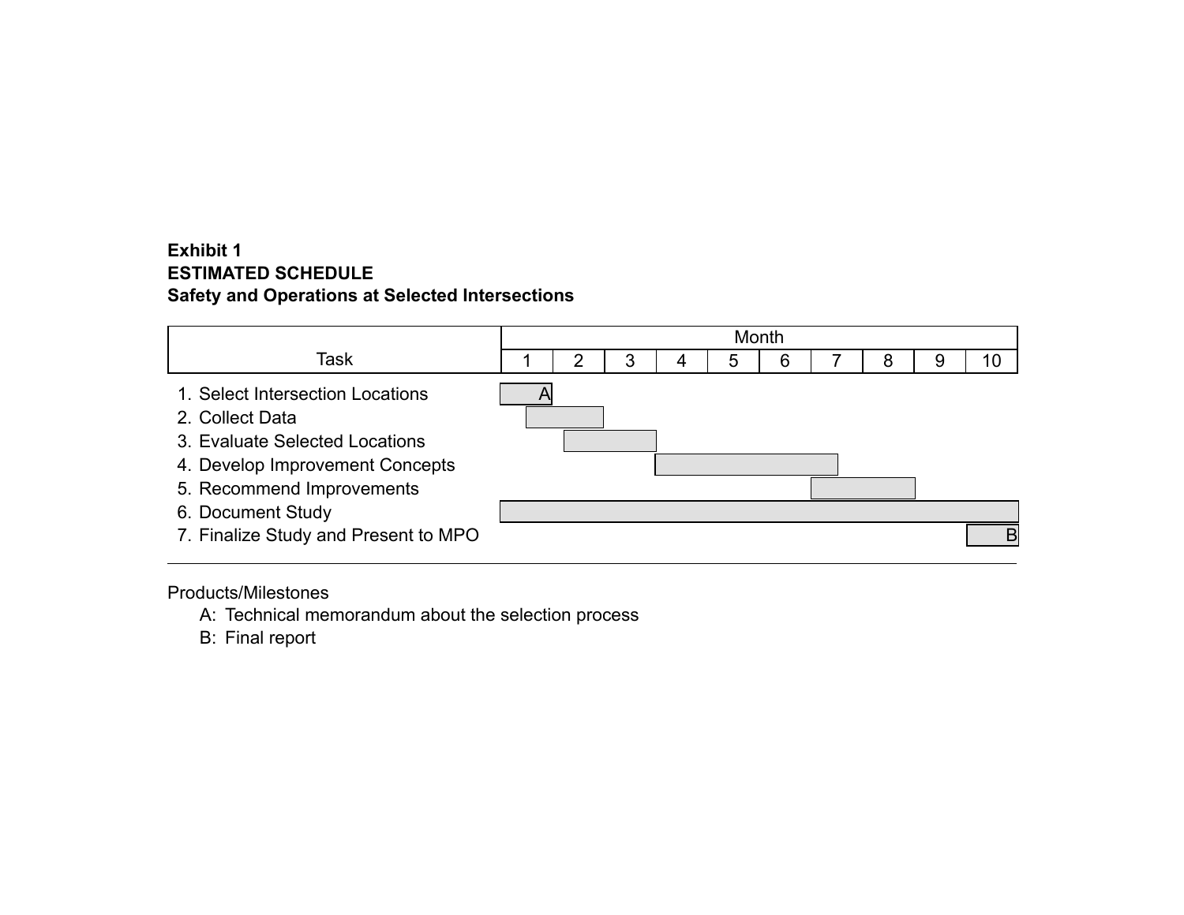**Exhibit 1**
**ESTIMATED SCHEDULE**
**Safety and Operations at Selected Intersections**

| Task | Month 1 | 2 | 3 | 4 | 5 | 6 | 7 | 8 | 9 | 10 |
|---|---|---|---|---|---|---|---|---|---|---|
| 1. Select Intersection Locations | ■ A | | | | | | | | | |
| 2. Collect Data | ■ | ■ | | | | | | | | |
| 3. Evaluate Selected Locations | | ■ | ■ | | | | | | | |
| 4. Develop Improvement Concepts | | | | ■ | ■ | ■ | ■ | | | |
| 5. Recommend Improvements | | | | | | | ■ | ■ | | |
| 6. Document Study | ■ | ■ | ■ | ■ | ■ | ■ | ■ | ■ | ■ | ■ |
| 7. Finalize Study and Present to MPO | | | | | | | | | | ■ B |

Products/Milestones
- A: Technical memorandum about the selection process
- B: Final report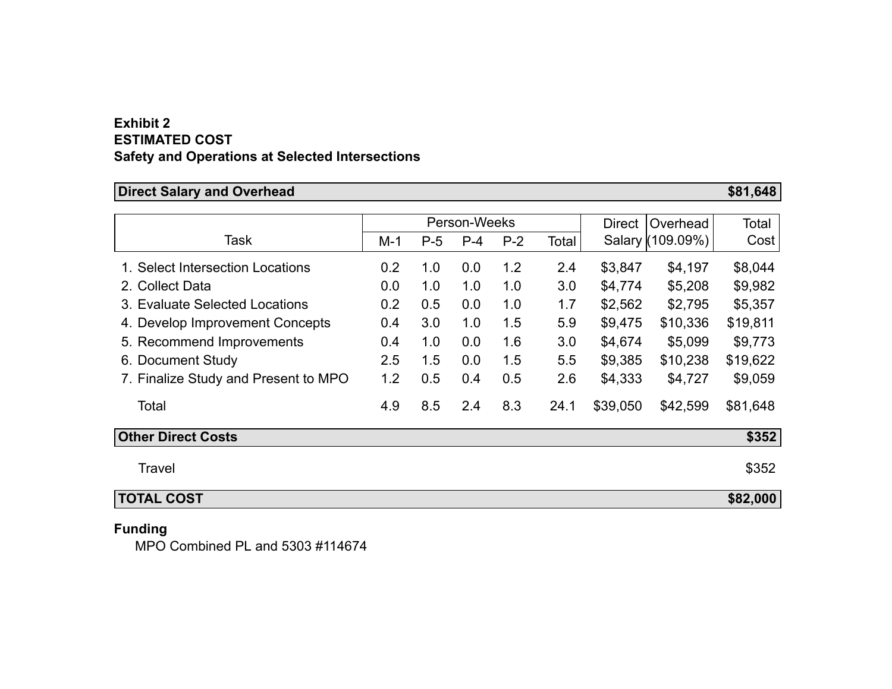**Exhibit 2**
**ESTIMATED COST**
**Safety and Operations at Selected Intersections**

| **Direct Salary and Overhead** | **$81,648** |
|---|---|

| Task | Person-Weeks | | | | | Direct Salary | Overhead (109.09%) | Total Cost |
|---|---|---|---|---|---|---|---|---|
| | M-1 | P-5 | P-4 | P-2 | Total | | | |
| 1. Select Intersection Locations | 0.2 | 1.0 | 0.0 | 1.2 | 2.4 | $3,847 | $4,197 | $8,044 |
| 2. Collect Data | 0.0 | 1.0 | 1.0 | 1.0 | 3.0 | $4,774 | $5,208 | $9,982 |
| 3. Evaluate Selected Locations | 0.2 | 0.5 | 0.0 | 1.0 | 1.7 | $2,562 | $2,795 | $5,357 |
| 4. Develop Improvement Concepts | 0.4 | 3.0 | 1.0 | 1.5 | 5.9 | $9,475 | $10,336 | $19,811 |
| 5. Recommend Improvements | 0.4 | 1.0 | 0.0 | 1.6 | 3.0 | $4,674 | $5,099 | $9,773 |
| 6. Document Study | 2.5 | 1.5 | 0.0 | 1.5 | 5.5 | $9,385 | $10,238 | $19,622 |
| 7. Finalize Study and Present to MPO | 1.2 | 0.5 | 0.4 | 0.5 | 2.6 | $4,333 | $4,727 | $9,059 |
| Total | 4.9 | 8.5 | 2.4 | 8.3 | 24.1 | $39,050 | $42,599 | $81,648 |

| **Other Direct Costs** | **$352** |
|---|---|
| Travel | $352 |

| **TOTAL COST** | **$82,000** |
|---|---|

**Funding**

MPO Combined PL and 5303 #114674